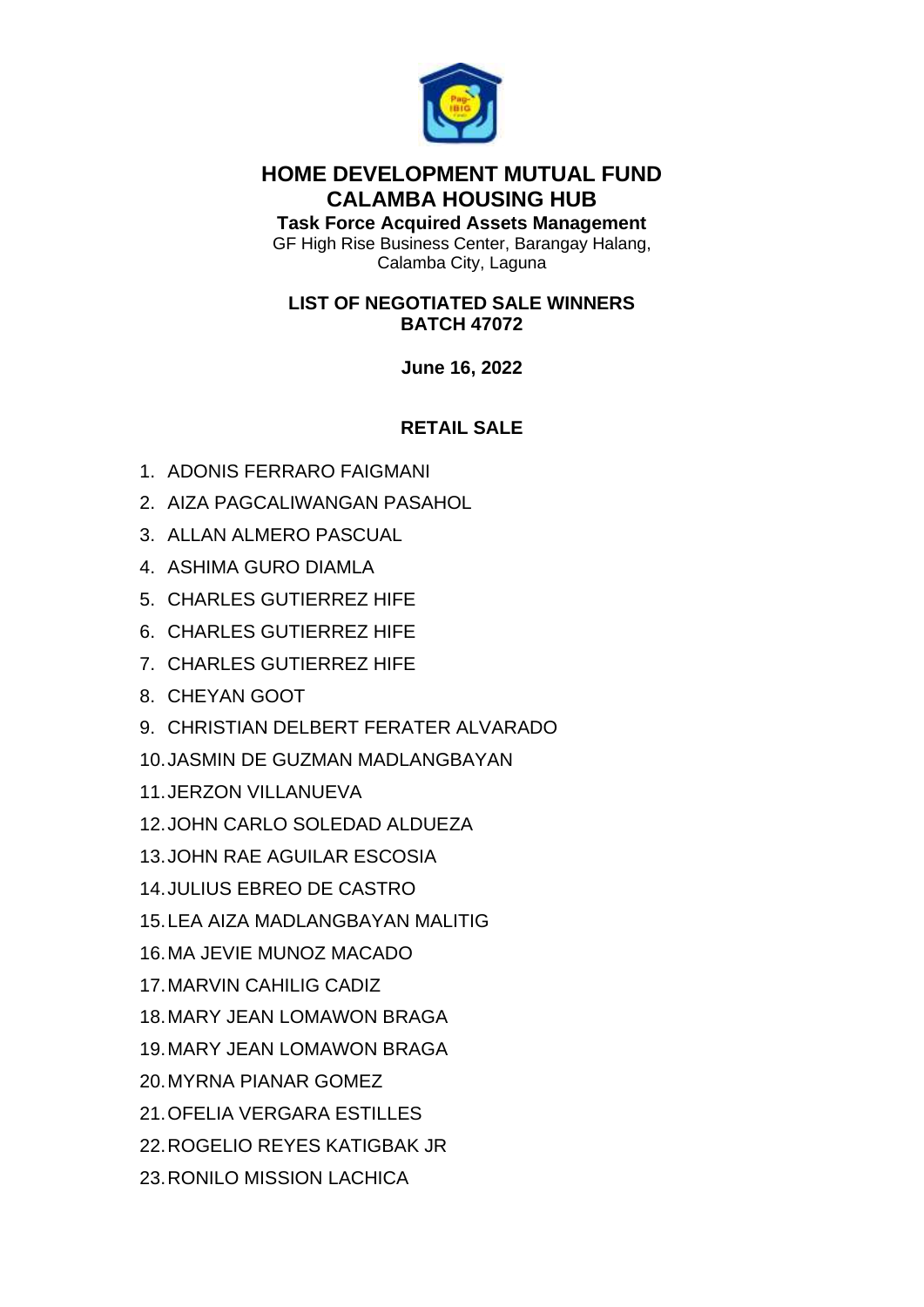# HOME DEVELOPMENT MUTUAL FUND
# CALAMBA HOUSING HUB

**Task Force Acquired Assets Management**

GF High Rise Business Center, Barangay Halang, Calamba City, Laguna

## LIST OF NEGOTIATED SALE WINNERS
## BATCH 47072

**June 16, 2022**

### RETAIL SALE

1. ADONIS FERRARO FAIGMANI
2. AIZA PAGCALIWANGAN PASAHOL
3. ALLAN ALMERO PASCUAL
4. ASHIMA GURO DIAMLA
5. CHARLES GUTIERREZ HIFE
6. CHARLES GUTIERREZ HIFE
7. CHARLES GUTIERREZ HIFE
8. CHEYAN GOOT
9. CHRISTIAN DELBERT FERATER ALVARADO
10. JASMIN DE GUZMAN MADLANGBAYAN
11. JERZON VILLANUEVA
12. JOHN CARLO SOLEDAD ALDUEZA
13. JOHN RAE AGUILAR ESCOSIA
14. JULIUS EBREO DE CASTRO
15. LEA AIZA MADLANGBAYAN MALITIG
16. MA JEVIE MUNOZ MACADO
17. MARVIN CAHILIG CADIZ
18. MARY JEAN LOMAWON BRAGA
19. MARY JEAN LOMAWON BRAGA
20. MYRNA PIANAR GOMEZ
21. OFELIA VERGARA ESTILLES
22. ROGELIO REYES KATIGBAK JR
23. RONILO MISSION LACHICA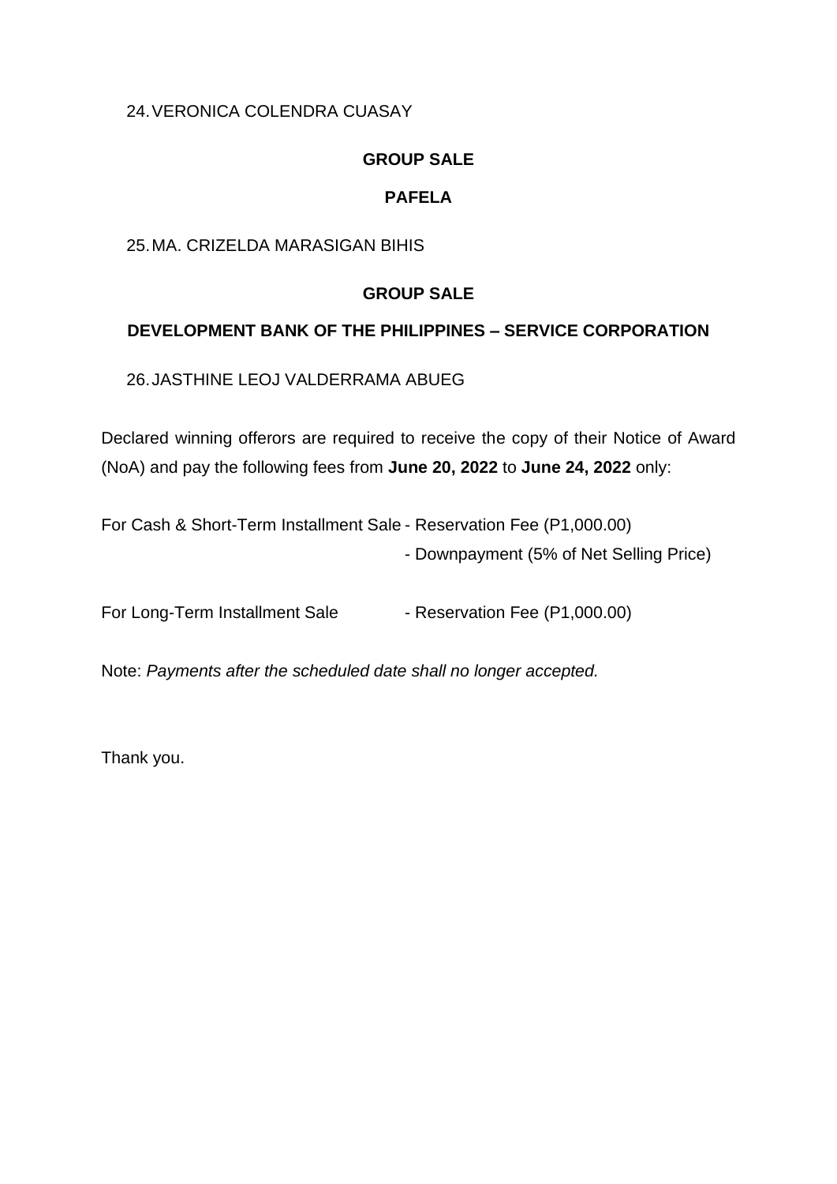24. VERONICA COLENDRA CUASAY

**GROUP SALE**

**PAFELA**

25. MA. CRIZELDA MARASIGAN BIHIS

**GROUP SALE**

**DEVELOPMENT BANK OF THE PHILIPPINES – SERVICE CORPORATION**

26. JASTHINE LEOJ VALDERRAMA ABUEG

Declared winning offerors are required to receive the copy of their Notice of Award (NoA) and pay the following fees from **June 20, 2022** to **June 24, 2022** only:

For Cash & Short-Term Installment Sale - Reservation Fee (P1,000.00)
- Downpayment (5% of Net Selling Price)

For Long-Term Installment Sale - Reservation Fee (P1,000.00)

Note: *Payments after the scheduled date shall no longer accepted.*

Thank you.